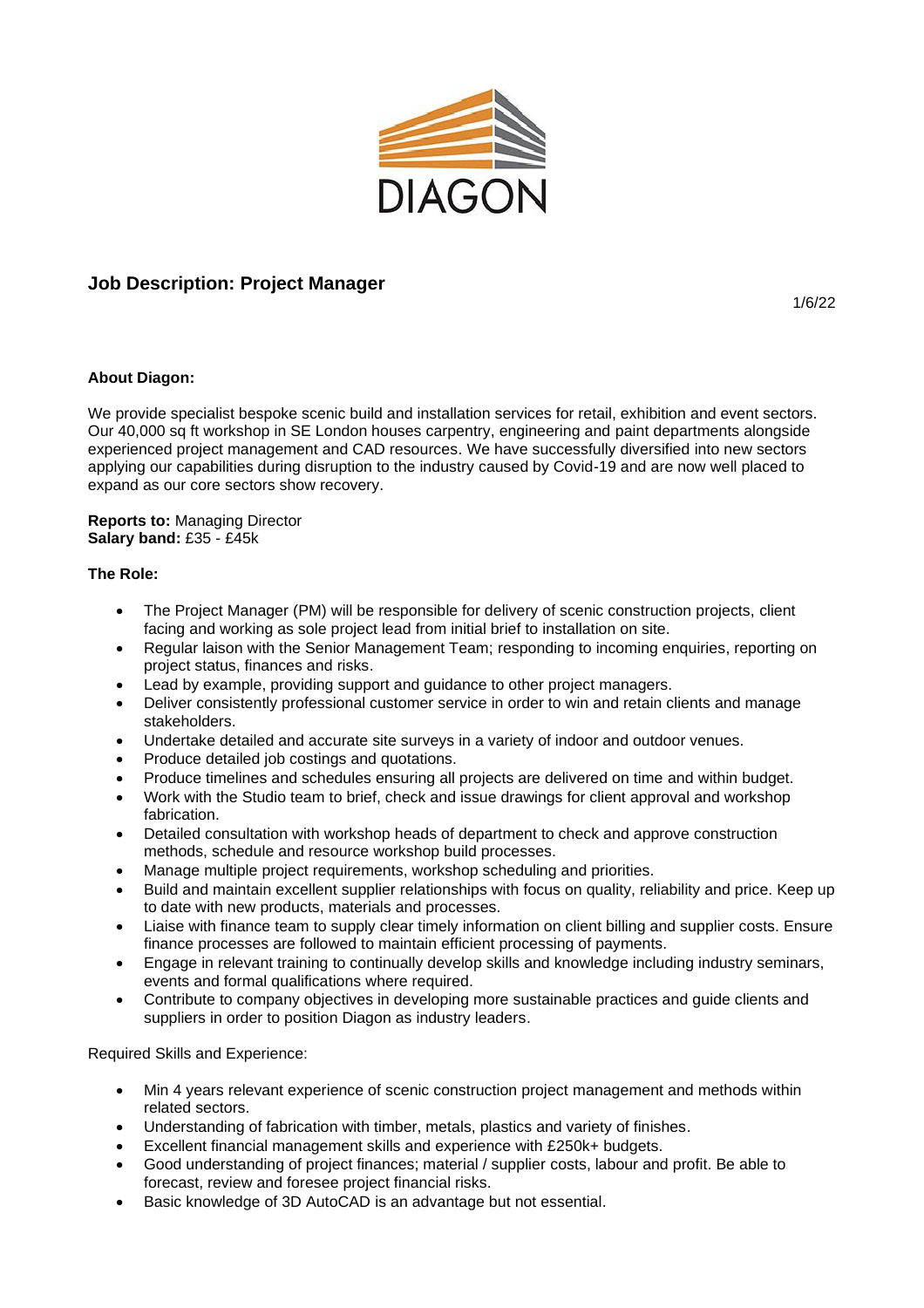DIAGON

## Job Description: Project Manager

1/6/22

**About Diagon:**

We provide specialist bespoke scenic build and installation services for retail, exhibition and event sectors. Our 40,000 sq ft workshop in SE London houses carpentry, engineering and paint departments alongside experienced project management and CAD resources. We have successfully diversified into new sectors applying our capabilities during disruption to the industry caused by Covid-19 and are now well placed to expand as our core sectors show recovery.

**Reports to:** Managing Director
**Salary band:** £35 - £45k

**The Role:**

- The Project Manager (PM) will be responsible for delivery of scenic construction projects, client facing and working as sole project lead from initial brief to installation on site.
- Regular laison with the Senior Management Team; responding to incoming enquiries, reporting on project status, finances and risks.
- Lead by example, providing support and guidance to other project managers.
- Deliver consistently professional customer service in order to win and retain clients and manage stakeholders.
- Undertake detailed and accurate site surveys in a variety of indoor and outdoor venues.
- Produce detailed job costings and quotations.
- Produce timelines and schedules ensuring all projects are delivered on time and within budget.
- Work with the Studio team to brief, check and issue drawings for client approval and workshop fabrication.
- Detailed consultation with workshop heads of department to check and approve construction methods, schedule and resource workshop build processes.
- Manage multiple project requirements, workshop scheduling and priorities.
- Build and maintain excellent supplier relationships with focus on quality, reliability and price. Keep up to date with new products, materials and processes.
- Liaise with finance team to supply clear timely information on client billing and supplier costs. Ensure finance processes are followed to maintain efficient processing of payments.
- Engage in relevant training to continually develop skills and knowledge including industry seminars, events and formal qualifications where required.
- Contribute to company objectives in developing more sustainable practices and guide clients and suppliers in order to position Diagon as industry leaders.

Required Skills and Experience:

- Min 4 years relevant experience of scenic construction project management and methods within related sectors.
- Understanding of fabrication with timber, metals, plastics and variety of finishes.
- Excellent financial management skills and experience with £250k+ budgets.
- Good understanding of project finances; material / supplier costs, labour and profit. Be able to forecast, review and foresee project financial risks.
- Basic knowledge of 3D AutoCAD is an advantage but not essential.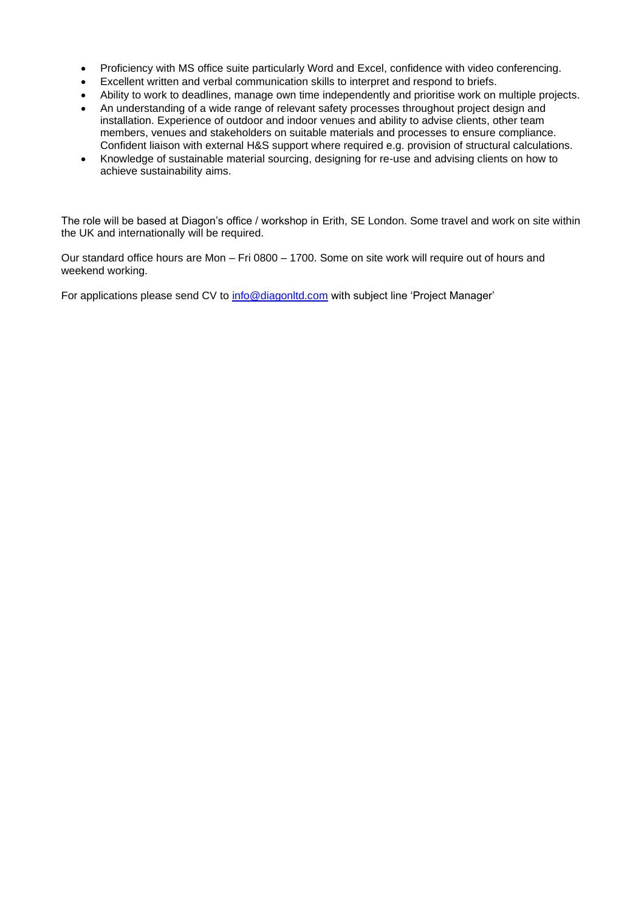- Proficiency with MS office suite particularly Word and Excel, confidence with video conferencing.
- Excellent written and verbal communication skills to interpret and respond to briefs.
- Ability to work to deadlines, manage own time independently and prioritise work on multiple projects.
- An understanding of a wide range of relevant safety processes throughout project design and installation. Experience of outdoor and indoor venues and ability to advise clients, other team members, venues and stakeholders on suitable materials and processes to ensure compliance. Confident liaison with external H&S support where required e.g. provision of structural calculations.
- Knowledge of sustainable material sourcing, designing for re-use and advising clients on how to achieve sustainability aims.

The role will be based at Diagon's office / workshop in Erith, SE London. Some travel and work on site within the UK and internationally will be required.

Our standard office hours are Mon – Fri 0800 – 1700. Some on site work will require out of hours and weekend working.

For applications please send CV to info@diagonltd.com with subject line 'Project Manager'